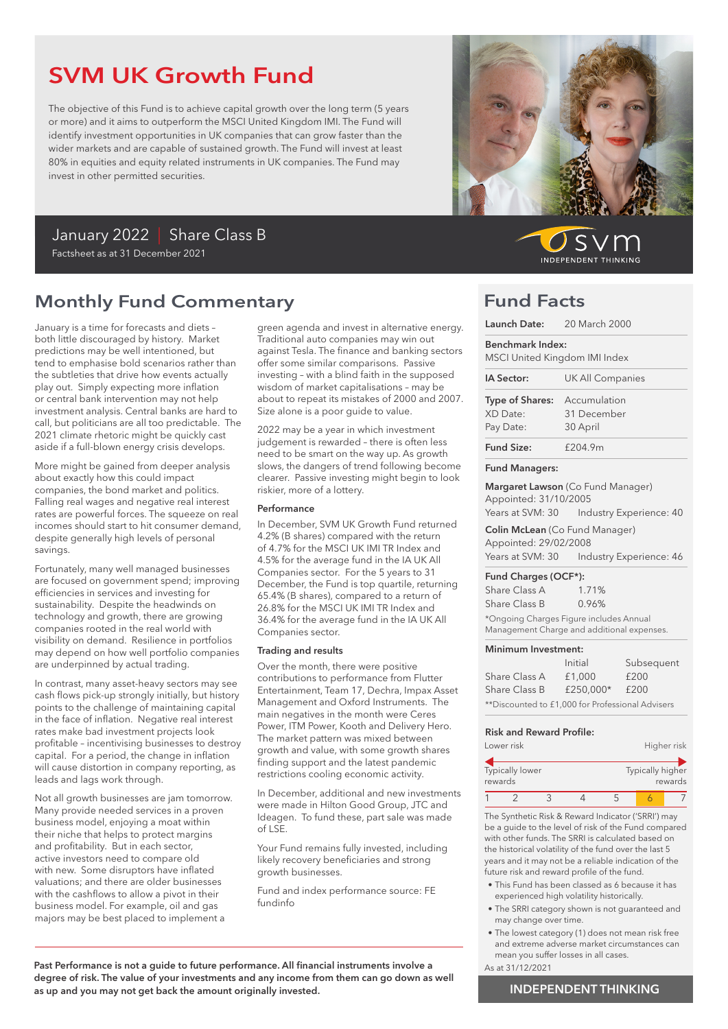# SVM UK Growth Fund

The objective of this Fund is to achieve capital growth over the long term (5 years or more) and it aims to outperform the MSCI United Kingdom IMI. The Fund will identify investment opportunities in UK companies that can grow faster than the wider markets and are capable of sustained growth. The Fund will invest at least 80% in equities and equity related instruments in UK companies. The Fund may invest in other permitted securities.

January 2022 | Share Class B

Factsheet as at 31 December 2021

SVM INDEPENDENT THINKING

## Monthly Fund Commentary

January is a time for forecasts and diets – both little discouraged by history. Market predictions may be well intentioned, but tend to emphasise bold scenarios rather than the subtleties that drive how events actually play out. Simply expecting more inflation or central bank intervention may not help investment analysis. Central banks are hard to call, but politicians are all too predictable. The 2021 climate rhetoric might be quickly cast aside if a full-blown energy crisis develops.

More might be gained from deeper analysis about exactly how this could impact companies, the bond market and politics. Falling real wages and negative real interest rates are powerful forces. The squeeze on real incomes should start to hit consumer demand, despite generally high levels of personal savings.

Fortunately, many well managed businesses are focused on government spend; improving efficiencies in services and investing for sustainability. Despite the headwinds on technology and growth, there are growing companies rooted in the real world with visibility on demand. Resilience in portfolios may depend on how well portfolio companies are underpinned by actual trading.

In contrast, many asset-heavy sectors may see cash flows pick-up strongly initially, but history points to the challenge of maintaining capital in the face of inflation. Negative real interest rates make bad investment projects look profitable – incentivising businesses to destroy capital. For a period, the change in inflation will cause distortion in company reporting, as leads and lags work through.

Not all growth businesses are jam tomorrow. Many provide needed services in a proven business model, enjoying a moat within their niche that helps to protect margins and profitability. But in each sector, active investors need to compare old with new. Some disruptors have inflated valuations; and there are older businesses with the cashflows to allow a pivot in their business model. For example, oil and gas majors may be best placed to implement a green agenda and invest in alternative energy. Traditional auto companies may win out against Tesla. The finance and banking sectors offer some similar comparisons. Passive investing – with a blind faith in the supposed wisdom of market capitalisations – may be about to repeat its mistakes of 2000 and 2007. Size alone is a poor guide to value.

2022 may be a year in which investment judgement is rewarded – there is often less need to be smart on the way up. As growth slows, the dangers of trend following become clearer. Passive investing might begin to look riskier, more of a lottery.

### Performance

In December, SVM UK Growth Fund returned 4.2% (B shares) compared with the return of 4.7% for the MSCI UK IMI TR Index and 4.5% for the average fund in the IA UK All Companies sector. For the 5 years to 31 December, the Fund is top quartile, returning 65.4% (B shares), compared to a return of 26.8% for the MSCI UK IMI TR Index and 36.4% for the average fund in the IA UK All Companies sector.

### Trading and results

Over the month, there were positive contributions to performance from Flutter Entertainment, Team 17, Dechra, Impax Asset Management and Oxford Instruments. The main negatives in the month were Ceres Power, ITM Power, Kooth and Delivery Hero. The market pattern was mixed between growth and value, with some growth shares finding support and the latest pandemic restrictions cooling economic activity.

In December, additional and new investments were made in Hilton Good Group, JTC and Ideagen. To fund these, part sale was made of LSE.

Your Fund remains fully invested, including likely recovery beneficiaries and strong growth businesses.

Fund and index performance source: FE fundinfo

**Past Performance is not a guide to future performance. All financial instruments involve a degree of risk. The value of your investments and any income from them can go down as well as up and you may not get back the amount originally invested.**

## Fund Facts

**Launch Date:** 20 March 2000

**Benchmark Index:** MSCI United Kingdom IMI Index

**IA Sector:** UK All Companies

**Type of Shares:** Accumulation
XD Date: 31 December
Pay Date: 30 April

**Fund Size:** £204.9m

**Fund Managers:**

**Margaret Lawson** (Co Fund Manager)
Appointed: 31/10/2005
Years at SVM: 30 Industry Experience: 40

**Colin McLean** (Co Fund Manager)
Appointed: 29/02/2008
Years at SVM: 30 Industry Experience: 46

**Fund Charges (OCF*):**

| | |
|---|---|
| Share Class A | 1.71% |
| Share Class B | 0.96% |

*Ongoing Charges Figure includes Annual Management Charge and additional expenses.

**Minimum Investment:**

| | Initial | Subsequent |
|---|---|---|
| Share Class A | £1,000 | £200 |
| Share Class B | £250,000* | £200 |

**Discounted to £1,000 for Professional Advisers

**Risk and Reward Profile:**

Lower risk — Higher risk

Typically lower rewards — Typically higher rewards

| 1 | 2 | 3 | 4 | 5 | **6** | 7 |
|---|---|---|---|---|---|---|

The Synthetic Risk & Reward Indicator ('SRRI') may be a guide to the level of risk of the Fund compared with other funds. The SRRI is calculated based on the historical volatility of the fund over the last 5 years and it may not be a reliable indication of the future risk and reward profile of the fund.

- This Fund has been classed as 6 because it has experienced high volatility historically.
- The SRRI category shown is not guaranteed and may change over time.
- The lowest category (1) does not mean risk free and extreme adverse market circumstances can mean you suffer losses in all cases.

As at 31/12/2021

INDEPENDENT THINKING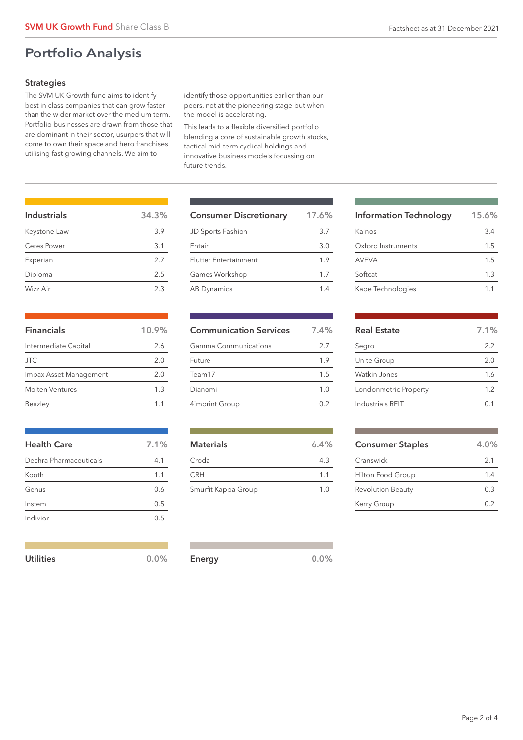# Portfolio Analysis

## Strategies

The SVM UK Growth fund aims to identify best in class companies that can grow faster than the wider market over the medium term. Portfolio businesses are drawn from those that are dominant in their sector, usurpers that will come to own their space and hero franchises utilising fast growing channels. We aim to identify those opportunities earlier than our peers, not at the pioneering stage but when the model is accelerating.

This leads to a flexible diversified portfolio blending a core of sustainable growth stocks, tactical mid-term cyclical holdings and innovative business models focussing on future trends.

| Industrials | 34.3% |
|---|---|
| Keystone Law | 3.9 |
| Ceres Power | 3.1 |
| Experian | 2.7 |
| Diploma | 2.5 |
| Wizz Air | 2.3 |

| Consumer Discretionary | 17.6% |
|---|---|
| JD Sports Fashion | 3.7 |
| Entain | 3.0 |
| Flutter Entertainment | 1.9 |
| Games Workshop | 1.7 |
| AB Dynamics | 1.4 |

| Information Technology | 15.6% |
|---|---|
| Kainos | 3.4 |
| Oxford Instruments | 1.5 |
| AVEVA | 1.5 |
| Softcat | 1.3 |
| Kape Technologies | 1.1 |

| Financials | 10.9% |
|---|---|
| Intermediate Capital | 2.6 |
| JTC | 2.0 |
| Impax Asset Management | 2.0 |
| Molten Ventures | 1.3 |
| Beazley | 1.1 |

| Communication Services | 7.4% |
|---|---|
| Gamma Communications | 2.7 |
| Future | 1.9 |
| Team17 | 1.5 |
| Dianomi | 1.0 |
| 4imprint Group | 0.2 |

| Real Estate | 7.1% |
|---|---|
| Segro | 2.2 |
| Unite Group | 2.0 |
| Watkin Jones | 1.6 |
| Londonmetric Property | 1.2 |
| Industrials REIT | 0.1 |

| Health Care | 7.1% |
|---|---|
| Dechra Pharmaceuticals | 4.1 |
| Kooth | 1.1 |
| Genus | 0.6 |
| Instem | 0.5 |
| Indivior | 0.5 |

| Materials | 6.4% |
|---|---|
| Croda | 4.3 |
| CRH | 1.1 |
| Smurfit Kappa Group | 1.0 |

| Consumer Staples | 4.0% |
|---|---|
| Cranswick | 2.1 |
| Hilton Food Group | 1.4 |
| Revolution Beauty | 0.3 |
| Kerry Group | 0.2 |

| Utilities | 0.0% |
|---|---|

| Energy | 0.0% |
|---|---|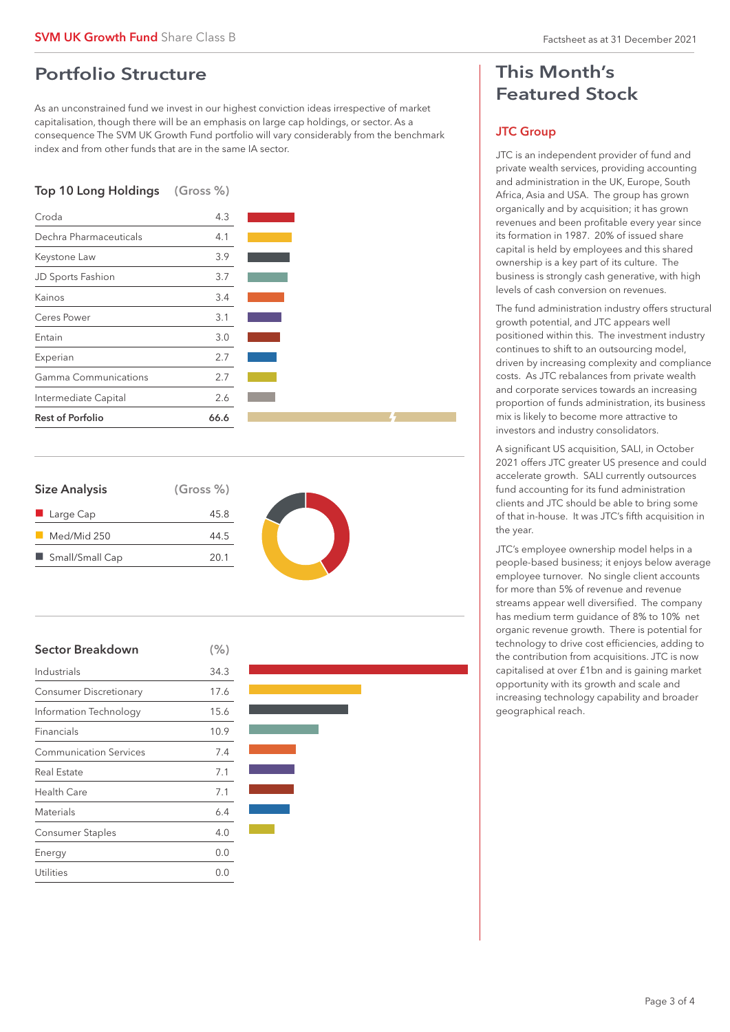**SVM UK Growth Fund** Share Class B

Factsheet as at 31 December 2021

## Portfolio Structure

As an unconstrained fund we invest in our highest conviction ideas irrespective of market capitalisation, though there will be an emphasis on large cap holdings, or sector. As a consequence The SVM UK Growth Fund portfolio will vary considerably from the benchmark index and from other funds that are in the same IA sector.

### Top 10 Long Holdings

| Holding | (Gross %) |
|---|---|
| Croda | 4.3 |
| Dechra Pharmaceuticals | 4.1 |
| Keystone Law | 3.9 |
| JD Sports Fashion | 3.7 |
| Kainos | 3.4 |
| Ceres Power | 3.1 |
| Entain | 3.0 |
| Experian | 2.7 |
| Gamma Communications | 2.7 |
| Intermediate Capital | 2.6 |
| **Rest of Porfolio** | **66.6** |

### Size Analysis

| Size | (Gross %) |
|---|---|
| Large Cap | 45.8 |
| Med/Mid 250 | 44.5 |
| Small/Small Cap | 20.1 |

### Sector Breakdown

| Sector | (%) |
|---|---|
| Industrials | 34.3 |
| Consumer Discretionary | 17.6 |
| Information Technology | 15.6 |
| Financials | 10.9 |
| Communication Services | 7.4 |
| Real Estate | 7.1 |
| Health Care | 7.1 |
| Materials | 6.4 |
| Consumer Staples | 4.0 |
| Energy | 0.0 |
| Utilities | 0.0 |

## This Month's Featured Stock

### JTC Group

JTC is an independent provider of fund and private wealth services, providing accounting and administration in the UK, Europe, South Africa, Asia and USA. The group has grown organically and by acquisition; it has grown revenues and been profitable every year since its formation in 1987. 20% of issued share capital is held by employees and this shared ownership is a key part of its culture. The business is strongly cash generative, with high levels of cash conversion on revenues.

The fund administration industry offers structural growth potential, and JTC appears well positioned within this. The investment industry continues to shift to an outsourcing model, driven by increasing complexity and compliance costs. As JTC rebalances from private wealth and corporate services towards an increasing proportion of funds administration, its business mix is likely to become more attractive to investors and industry consolidators.

A significant US acquisition, SALI, in October 2021 offers JTC greater US presence and could accelerate growth. SALI currently outsources fund accounting for its fund administration clients and JTC should be able to bring some of that in-house. It was JTC's fifth acquisition in the year.

JTC's employee ownership model helps in a people-based business; it enjoys below average employee turnover. No single client accounts for more than 5% of revenue and revenue streams appear well diversified. The company has medium term guidance of 8% to 10% net organic revenue growth. There is potential for technology to drive cost efficiencies, adding to the contribution from acquisitions. JTC is now capitalised at over £1bn and is gaining market opportunity with its growth and scale and increasing technology capability and broader geographical reach.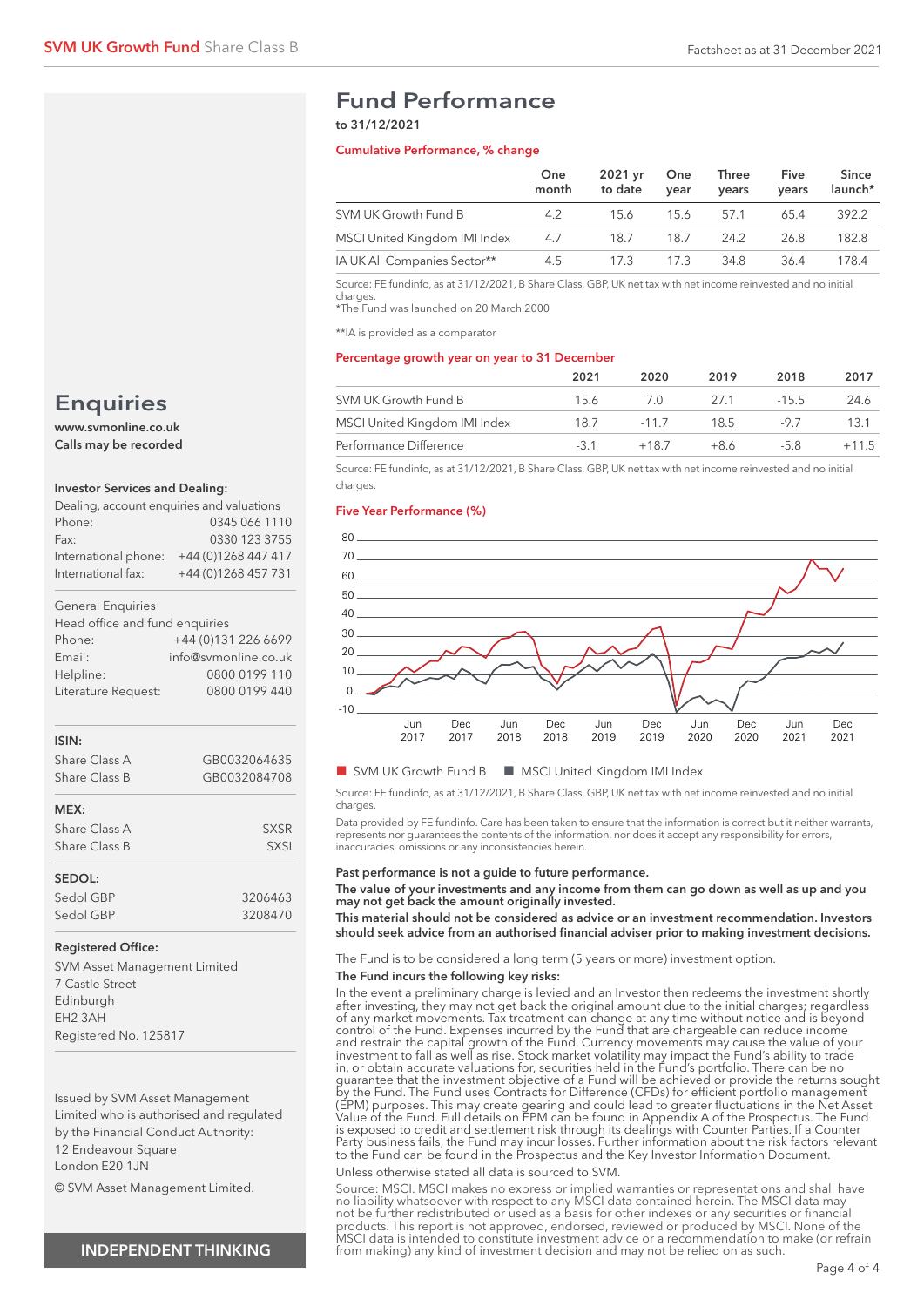## Fund Performance

**to 31/12/2021**

### Cumulative Performance, % change

| | One month | 2021 yr to date | One year | Three years | Five years | Since launch* |
|---|---|---|---|---|---|---|
| SVM UK Growth Fund B | 4.2 | 15.6 | 15.6 | 57.1 | 65.4 | 392.2 |
| MSCI United Kingdom IMI Index | 4.7 | 18.7 | 18.7 | 24.2 | 26.8 | 182.8 |
| IA UK All Companies Sector** | 4.5 | 17.3 | 17.3 | 34.8 | 36.4 | 178.4 |

Source: FE fundinfo, as at 31/12/2021, B Share Class, GBP, UK net tax with net income reinvested and no initial charges.
*The Fund was launched on 20 March 2000

**IA is provided as a comparator

### Percentage growth year on year to 31 December

| | 2021 | 2020 | 2019 | 2018 | 2017 |
|---|---|---|---|---|---|
| SVM UK Growth Fund B | 15.6 | 7.0 | 27.1 | -15.5 | 24.6 |
| MSCI United Kingdom IMI Index | 18.7 | -11.7 | 18.5 | -9.7 | 13.1 |
| Performance Difference | -3.1 | +18.7 | +8.6 | -5.8 | +11.5 |

Source: FE fundinfo, as at 31/12/2021, B Share Class, GBP, UK net tax with net income reinvested and no initial charges.

### Five Year Performance (%)

80
70
60
50
40
30
20
10
0
-10

Jun 2017
Dec 2017
Jun 2018
Dec 2018
Jun 2019
Dec 2019
Jun 2020
Dec 2020
Jun 2021
Dec 2021

SVM UK Growth Fund B
MSCI United Kingdom IMI Index

Source: FE fundinfo, as at 31/12/2021, B Share Class, GBP, UK net tax with net income reinvested and no initial charges.

Data provided by FE fundinfo. Care has been taken to ensure that the information is correct but it neither warrants, represents nor guarantees the contents of the information, nor does it accept any responsibility for errors, inaccuracies, omissions or any inconsistencies herein.

**Past performance is not a guide to future performance.**

**The value of your investments and any income from them can go down as well as up and you may not get back the amount originally invested.**

**This material should not be considered as advice or an investment recommendation. Investors should seek advice from an authorised financial adviser prior to making investment decisions.**

The Fund is to be considered a long term (5 years or more) investment option.

**The Fund incurs the following key risks:**

In the event a preliminary charge is levied and an Investor then redeems the investment shortly after investing, they may not get back the original amount due to the initial charges; regardless of any market movements. Tax treatment can change at any time without notice and is beyond control of the Fund. Expenses incurred by the Fund that are chargeable can reduce income and restrain the capital growth of the Fund. Currency movements may cause the value of your investment to fall as well as rise. Stock market volatility may impact the Fund's ability to trade in, or obtain accurate valuations for, securities held in the Fund's portfolio. There can be no guarantee that the investment objective of a Fund will be achieved or provide the returns sought by the Fund. The Fund uses Contracts for Difference (CFDs) for efficient portfolio management (EPM) purposes. This may create gearing and could lead to greater fluctuations in the Net Asset Value of the Fund. Full details on EPM can be found in Appendix A of the Prospectus. The Fund is exposed to credit and settlement risk through its dealings with Counter Parties. If a Counter Party business fails, the Fund may incur losses. Further information about the risk factors relevant to the Fund can be found in the Prospectus and the Key Investor Information Document.

Unless otherwise stated all data is sourced to SVM.

Source: MSCI. MSCI makes no express or implied warranties or representations and shall have no liability whatsoever with respect to any MSCI data contained herein. The MSCI data may not be further redistributed or used as a basis for other indexes or any securities or financial products. This report is not approved, endorsed, reviewed or produced by MSCI. None of the MSCI data is intended to constitute investment advice or a recommendation to make (or refrain from making) any kind of investment decision and may not be relied on as such.

## Enquiries

**www.svmonline.co.uk**
**Calls may be recorded**

**Investor Services and Dealing:**

Dealing, account enquiries and valuations

| | |
|---|---|
| Phone: | 0345 066 1110 |
| Fax: | 0330 123 3755 |
| International phone: | +44 (0)1268 447 417 |
| International fax: | +44 (0)1268 457 731 |

General Enquiries
Head office and fund enquiries

| | |
|---|---|
| Phone: | +44 (0)131 226 6699 |
| Email: | info@svmonline.co.uk |
| Helpline: | 0800 0199 110 |
| Literature Request: | 0800 0199 440 |

**ISIN:**

| | |
|---|---|
| Share Class A | GB0032064635 |
| Share Class B | GB0032084708 |

**MEX:**

| | |
|---|---|
| Share Class A | SXSR |
| Share Class B | SXSI |

**SEDOL:**

| | |
|---|---|
| Sedol GBP | 3206463 |
| Sedol GBP | 3208470 |

**Registered Office:**

SVM Asset Management Limited
7 Castle Street
Edinburgh
EH2 3AH
Registered No. 125817

Issued by SVM Asset Management Limited who is authorised and regulated by the Financial Conduct Authority:
12 Endeavour Square
London E20 1JN

© SVM Asset Management Limited.

**INDEPENDENT THINKING**